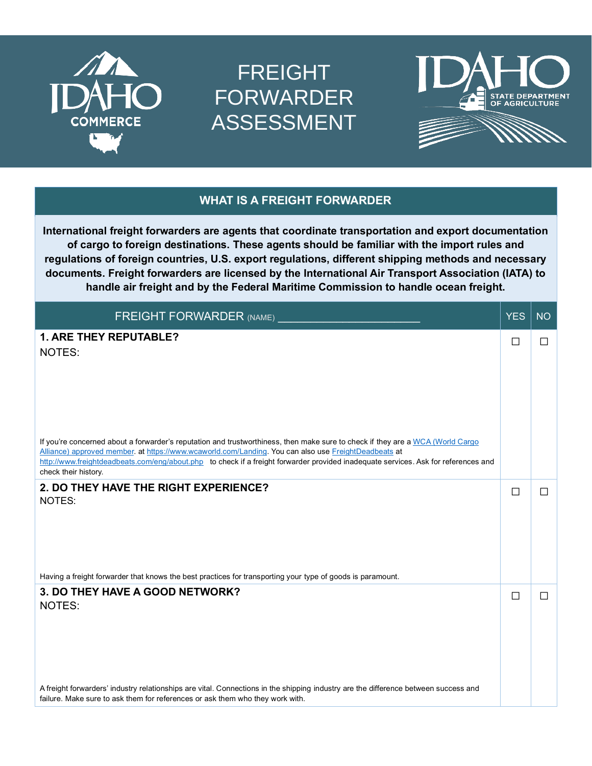IDAHO COMMERCE

# FREIGHT FORWARDER ASSESSMENT

IDAHO STATE DEPARTMENT OF AGRICULTURE

## WHAT IS A FREIGHT FORWARDER

**International freight forwarders are agents that coordinate transportation and export documentation of cargo to foreign destinations. These agents should be familiar with the import rules and regulations of foreign countries, U.S. export regulations, different shipping methods and necessary documents. Freight forwarders are licensed by the International Air Transport Association (IATA) to handle air freight and by the Federal Maritime Commission to handle ocean freight.**

| FREIGHT FORWARDER (NAME) ________________________ | YES | NO |
|---|---|---|
| **1. ARE THEY REPUTABLE?**<br>NOTES:<br><br>If you're concerned about a forwarder's reputation and trustworthiness, then make sure to check if they are a [WCA (World Cargo Alliance) approved member](https://www.wcaworld.com/Landing). at https://www.wcaworld.com/Landing. You can also use [FreightDeadbeats](http://www.freightdeadbeats.com/eng/about.php) at http://www.freightdeadbeats.com/eng/about.php to check if a freight forwarder provided inadequate services. Ask for references and check their history. | ☐ | ☐ |
| **2. DO THEY HAVE THE RIGHT EXPERIENCE?**<br>NOTES:<br><br>Having a freight forwarder that knows the best practices for transporting your type of goods is paramount. | ☐ | ☐ |
| **3. DO THEY HAVE A GOOD NETWORK?**<br>NOTES:<br><br>A freight forwarders' industry relationships are vital. Connections in the shipping industry are the difference between success and failure. Make sure to ask them for references or ask them who they work with. | ☐ | ☐ |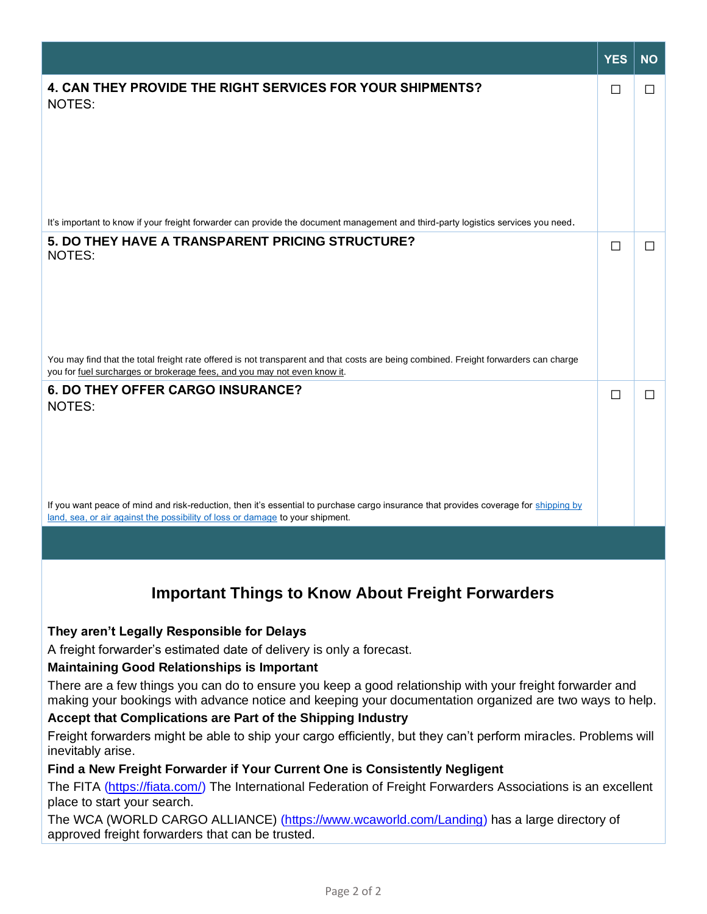| | YES | NO |
|---|---|---|
| **4. CAN THEY PROVIDE THE RIGHT SERVICES FOR YOUR SHIPMENTS?**<br>NOTES:<br><br>It's important to know if your freight forwarder can provide the document management and third-party logistics services you need. | ☐ | ☐ |
| **5. DO THEY HAVE A TRANSPARENT PRICING STRUCTURE?**<br>NOTES:<br><br>You may find that the total freight rate offered is not transparent and that costs are being combined. Freight forwarders can charge you for fuel surcharges or brokerage fees, and you may not even know it. | ☐ | ☐ |
| **6. DO THEY OFFER CARGO INSURANCE?**<br>NOTES:<br><br>If you want peace of mind and risk-reduction, then it's essential to purchase cargo insurance that provides coverage for shipping by land, sea, or air against the possibility of loss or damage to your shipment. | ☐ | ☐ |

## Important Things to Know About Freight Forwarders

**They aren't Legally Responsible for Delays**

A freight forwarder's estimated date of delivery is only a forecast.

**Maintaining Good Relationships is Important**

There are a few things you can do to ensure you keep a good relationship with your freight forwarder and making your bookings with advance notice and keeping your documentation organized are two ways to help.

**Accept that Complications are Part of the Shipping Industry**

Freight forwarders might be able to ship your cargo efficiently, but they can't perform miracles. Problems will inevitably arise.

**Find a New Freight Forwarder if Your Current One is Consistently Negligent**

The FITA (https://fiata.com/) The International Federation of Freight Forwarders Associations is an excellent place to start your search.

The WCA (WORLD CARGO ALLIANCE) (https://www.wcaworld.com/Landing) has a large directory of approved freight forwarders that can be trusted.